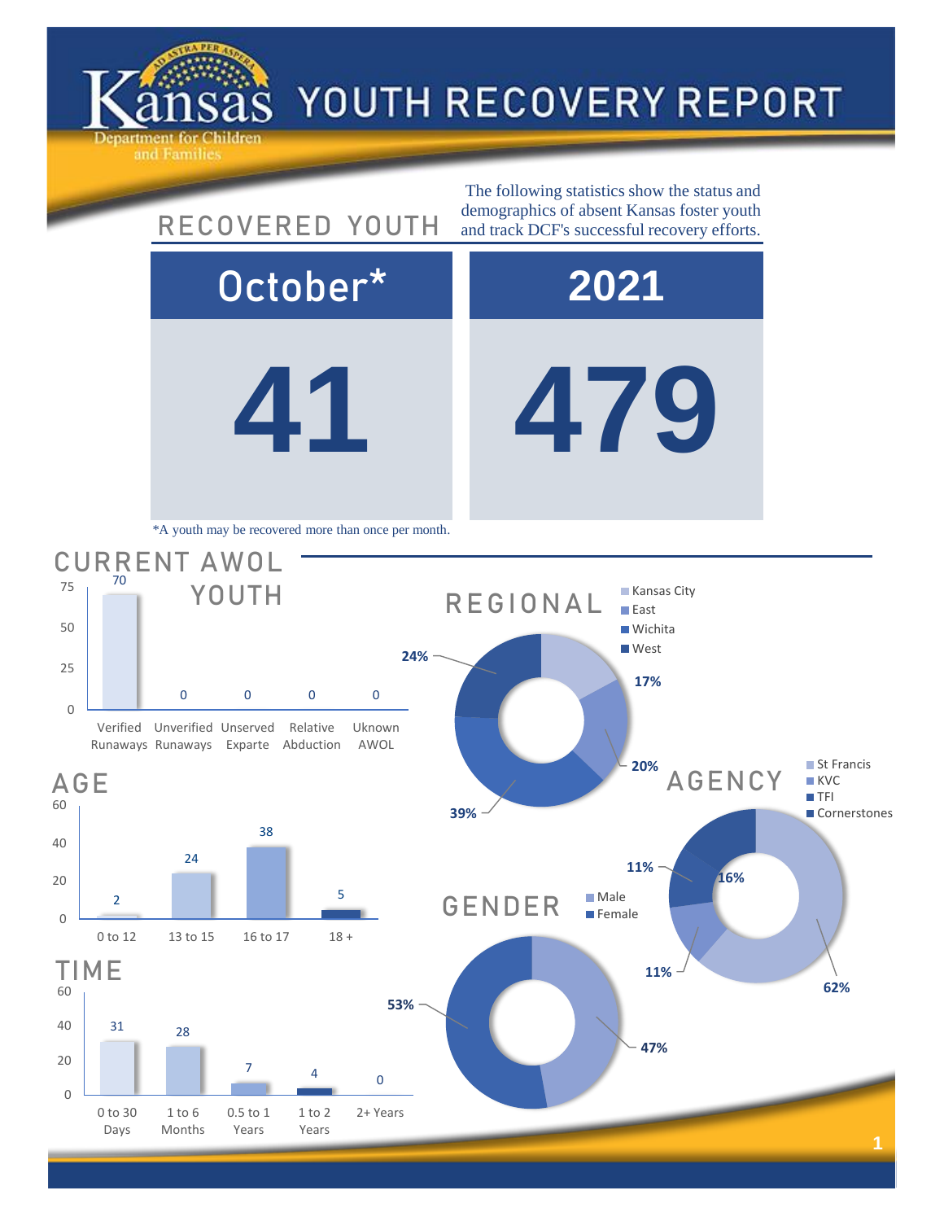# Kansas Department for Children and Families — YOUTH RECOVERY REPORT

## RECOVERED YOUTH

The following statistics show the status and demographics of absent Kansas foster youth and track DCF's successful recovery efforts.

| October* | 2021 |
|---|---|
| 41 | 479 |

*A youth may be recovered more than once per month.

## CURRENT AWOL YOUTH

| Category | Count |
|---|---|
| Verified Runaways | 70 |
| Unverified Runaways | 0 |
| Unserved Exparte | 0 |
| Relative Abduction | 0 |
| Uknown AWOL | 0 |

## REGIONAL

| Region | Percent |
|---|---|
| Kansas City | 17% |
| East | 20% |
| Wichita | 39% |
| West | 24% |

## AGE

| Age | Count |
|---|---|
| 0 to 12 | 2 |
| 13 to 15 | 24 |
| 16 to 17 | 38 |
| 18 + | 5 |

## AGENCY

| Agency | Percent |
|---|---|
| St Francis | 62% |
| KVC | 11% |
| TFI | 11% |
| Cornerstones | 16% |

## TIME

| Time | Count |
|---|---|
| 0 to 30 Days | 31 |
| 1 to 6 Months | 28 |
| 0.5 to 1 Years | 7 |
| 1 to 2 Years | 4 |
| 2+ Years | 0 |

## GENDER

| Gender | Percent |
|---|---|
| Male | 47% |
| Female | 53% |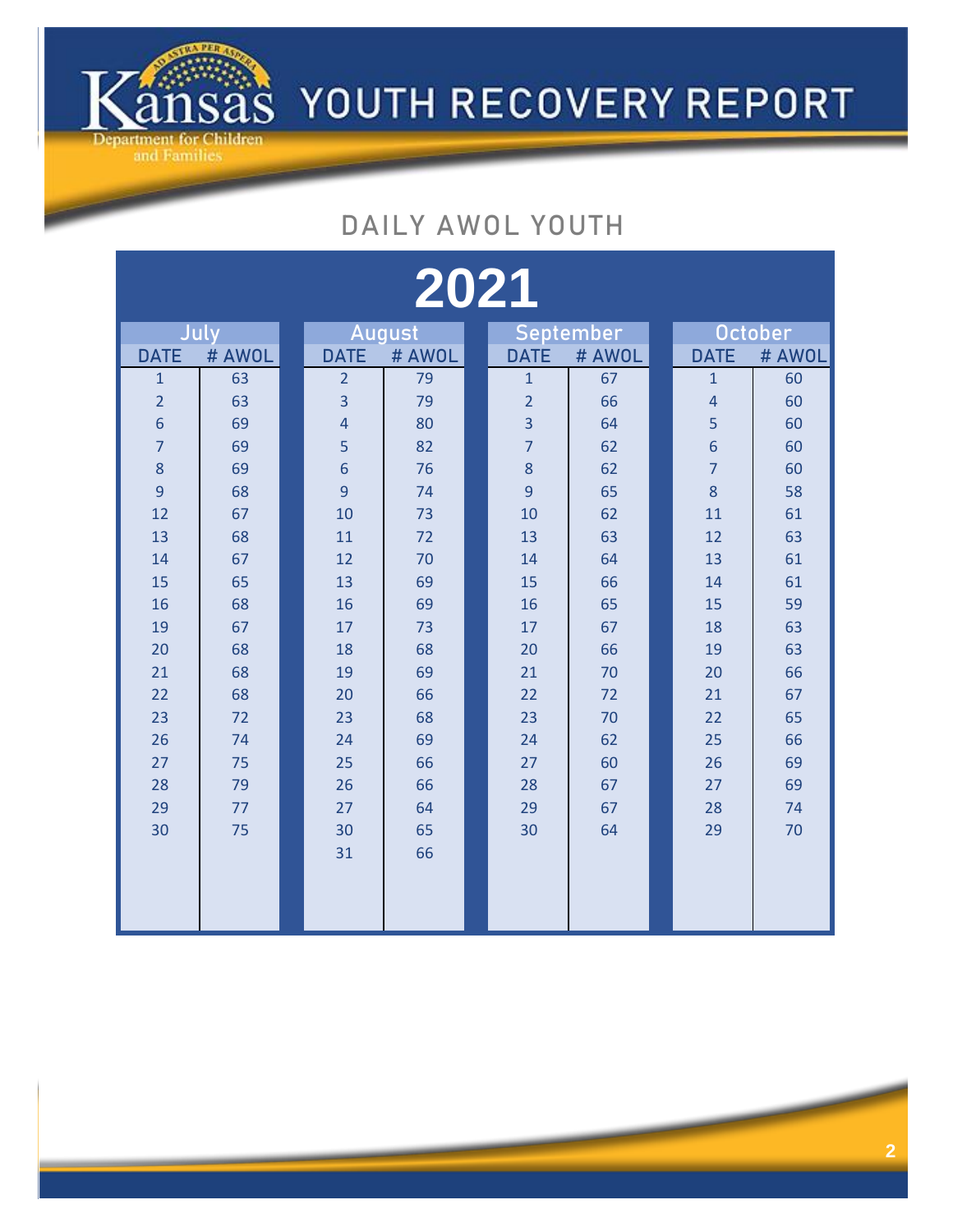# YOUTH RECOVERY REPORT

Kansas Department for Children and Families

## DAILY AWOL YOUTH

### 2021

| July | | August | | September | | October | |
|---|---|---|---|---|---|---|---|
| DATE | # AWOL | DATE | # AWOL | DATE | # AWOL | DATE | # AWOL |
| 1 | 63 | 2 | 79 | 1 | 67 | 1 | 60 |
| 2 | 63 | 3 | 79 | 2 | 66 | 4 | 60 |
| 6 | 69 | 4 | 80 | 3 | 64 | 5 | 60 |
| 7 | 69 | 5 | 82 | 7 | 62 | 6 | 60 |
| 8 | 69 | 6 | 76 | 8 | 62 | 7 | 60 |
| 9 | 68 | 9 | 74 | 9 | 65 | 8 | 58 |
| 12 | 67 | 10 | 73 | 10 | 62 | 11 | 61 |
| 13 | 68 | 11 | 72 | 13 | 63 | 12 | 63 |
| 14 | 67 | 12 | 70 | 14 | 64 | 13 | 61 |
| 15 | 65 | 13 | 69 | 15 | 66 | 14 | 61 |
| 16 | 68 | 16 | 69 | 16 | 65 | 15 | 59 |
| 19 | 67 | 17 | 73 | 17 | 67 | 18 | 63 |
| 20 | 68 | 18 | 68 | 20 | 66 | 19 | 63 |
| 21 | 68 | 19 | 69 | 21 | 70 | 20 | 66 |
| 22 | 68 | 20 | 66 | 22 | 72 | 21 | 67 |
| 23 | 72 | 23 | 68 | 23 | 70 | 22 | 65 |
| 26 | 74 | 24 | 69 | 24 | 62 | 25 | 66 |
| 27 | 75 | 25 | 66 | 27 | 60 | 26 | 69 |
| 28 | 79 | 26 | 66 | 28 | 67 | 27 | 69 |
| 29 | 77 | 27 | 64 | 29 | 67 | 28 | 74 |
| 30 | 75 | 30 | 65 | 30 | 64 | 29 | 70 |
| | | 31 | 66 | | | | |